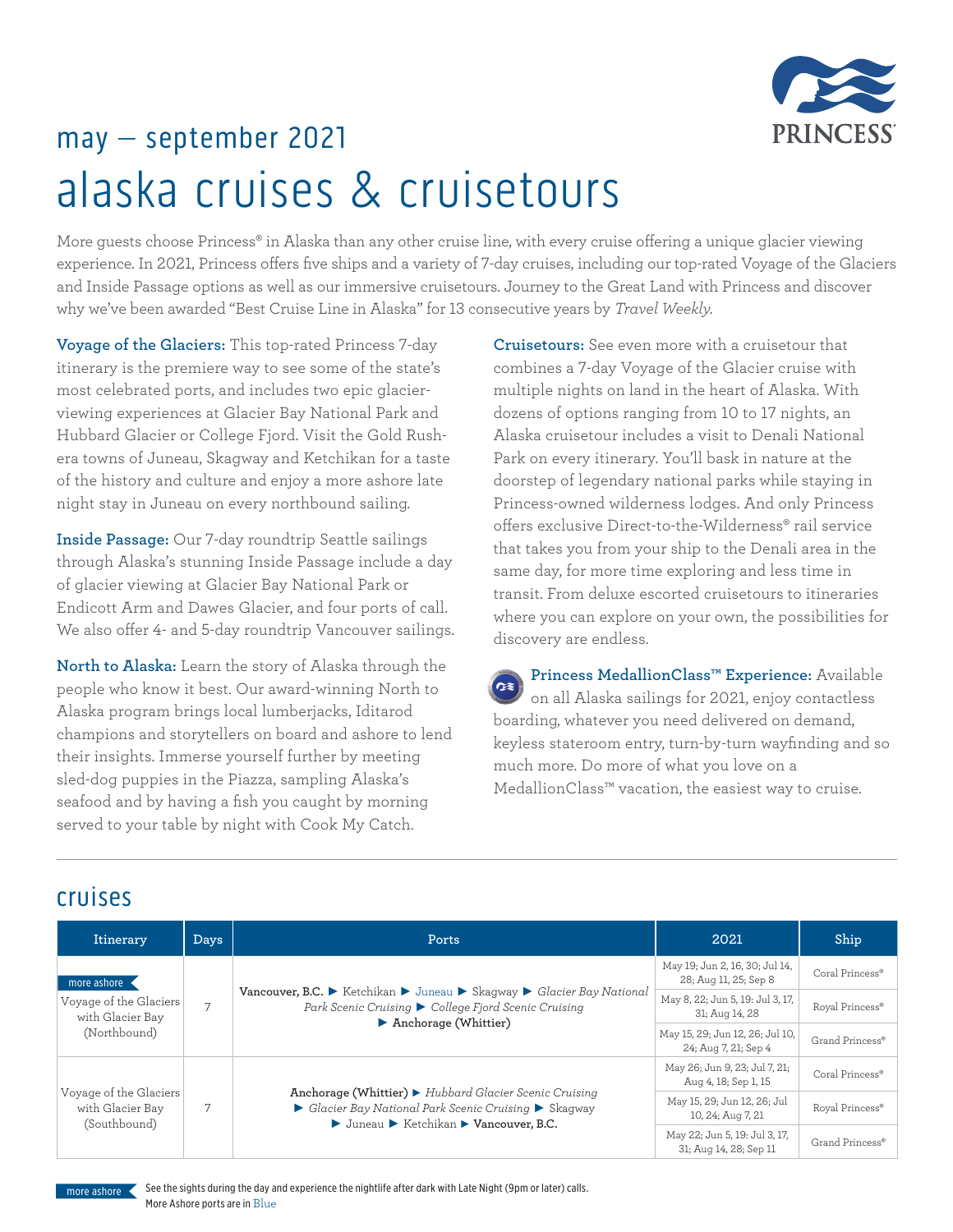PRINCESS®

# may — september 2021

# alaska cruises & cruisetours

More guests choose Princess® in Alaska than any other cruise line, with every cruise offering a unique glacier viewing experience. In 2021, Princess offers five ships and a variety of 7-day cruises, including our top-rated Voyage of the Glaciers and Inside Passage options as well as our immersive cruisetours. Journey to the Great Land with Princess and discover why we've been awarded "Best Cruise Line in Alaska" for 13 consecutive years by *Travel Weekly*.

**Voyage of the Glaciers:** This top-rated Princess 7-day itinerary is the premiere way to see some of the state's most celebrated ports, and includes two epic glacier-viewing experiences at Glacier Bay National Park and Hubbard Glacier or College Fjord. Visit the Gold Rush-era towns of Juneau, Skagway and Ketchikan for a taste of the history and culture and enjoy a more ashore late night stay in Juneau on every northbound sailing.

**Inside Passage:** Our 7-day roundtrip Seattle sailings through Alaska's stunning Inside Passage include a day of glacier viewing at Glacier Bay National Park or Endicott Arm and Dawes Glacier, and four ports of call. We also offer 4- and 5-day roundtrip Vancouver sailings.

**North to Alaska:** Learn the story of Alaska through the people who know it best. Our award-winning North to Alaska program brings local lumberjacks, Iditarod champions and storytellers on board and ashore to lend their insights. Immerse yourself further by meeting sled-dog puppies in the Piazza, sampling Alaska's seafood and by having a fish you caught by morning served to your table by night with Cook My Catch.

**Cruisetours:** See even more with a cruisetour that combines a 7-day Voyage of the Glacier cruise with multiple nights on land in the heart of Alaska. With dozens of options ranging from 10 to 17 nights, an Alaska cruisetour includes a visit to Denali National Park on every itinerary. You'll bask in nature at the doorstep of legendary national parks while staying in Princess-owned wilderness lodges. And only Princess offers exclusive Direct-to-the-Wilderness® rail service that takes you from your ship to the Denali area in the same day, for more time exploring and less time in transit. From deluxe escorted cruisetours to itineraries where you can explore on your own, the possibilities for discovery are endless.

**Princess MedallionClass™ Experience:** Available on all Alaska sailings for 2021, enjoy contactless boarding, whatever you need delivered on demand, keyless stateroom entry, turn-by-turn wayfinding and so much more. Do more of what you love on a MedallionClass™ vacation, the easiest way to cruise.

## cruises

| Itinerary | Days | Ports | 2021 | Ship |
|---|---|---|---|---|
| more ashore Voyage of the Glaciers with Glacier Bay (Northbound) | 7 | **Vancouver, B.C.** ► Ketchikan ► Juneau ► Skagway ► *Glacier Bay National Park Scenic Cruising* ► *College Fjord Scenic Cruising* ► **Anchorage (Whittier)** | May 19; Jun 2, 16, 30; Jul 14, 28; Aug 11, 25; Sep 8 | Coral Princess® |
| | | | May 8, 22; Jun 5, 19: Jul 3, 17, 31; Aug 14, 28 | Royal Princess® |
| | | | May 15, 29; Jun 12, 26; Jul 10, 24; Aug 7, 21; Sep 4 | Grand Princess® |
| Voyage of the Glaciers with Glacier Bay (Southbound) | 7 | **Anchorage (Whittier)** ► *Hubbard Glacier Scenic Cruising* ► *Glacier Bay National Park Scenic Cruising* ► Skagway ► Juneau ► Ketchikan ► **Vancouver, B.C.** | May 26; Jun 9, 23; Jul 7, 21; Aug 4, 18; Sep 1, 15 | Coral Princess® |
| | | | May 15, 29; Jun 12, 26; Jul 10, 24; Aug 7, 21 | Royal Princess® |
| | | | May 22; Jun 5, 19: Jul 3, 17, 31; Aug 14, 28; Sep 11 | Grand Princess® |

more ashore See the sights during the day and experience the nightlife after dark with Late Night (9pm or later) calls.
More Ashore ports are in Blue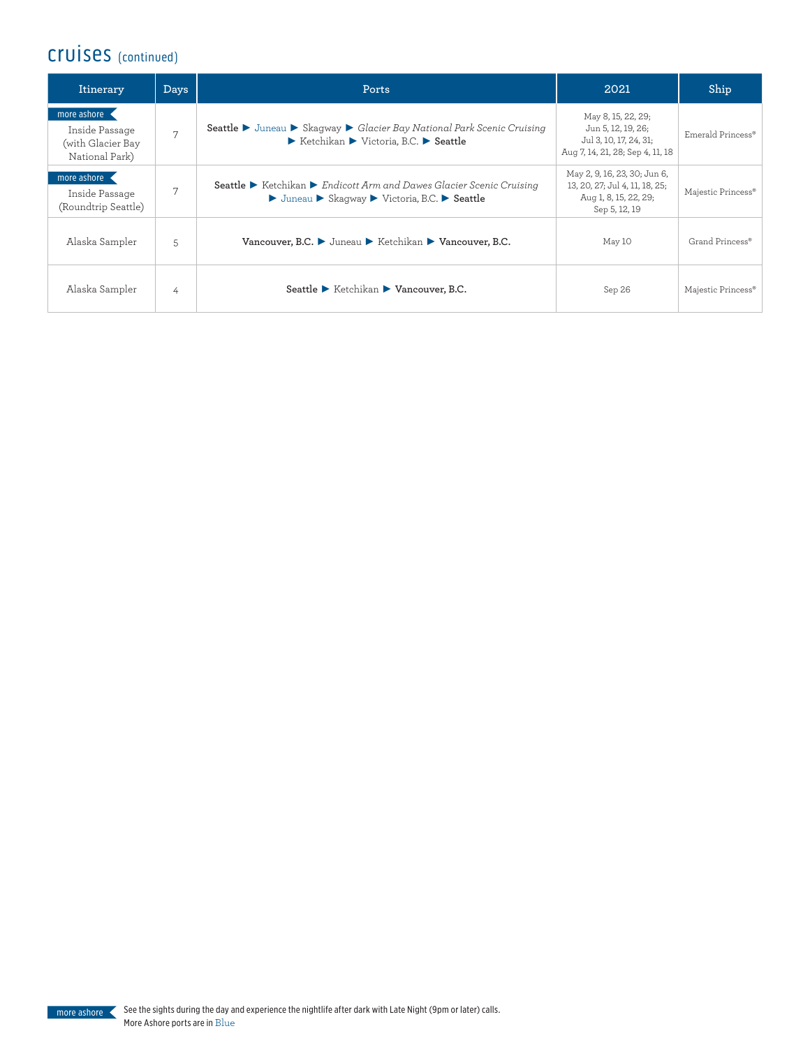## cruises (continued)

| Itinerary | Days | Ports | 2021 | Ship |
|---|---|---|---|---|
| more ashore Inside Passage (with Glacier Bay National Park) | 7 | **Seattle** ▶ Juneau ▶ Skagway ▶ *Glacier Bay National Park Scenic Cruising* ▶ Ketchikan ▶ Victoria, B.C. ▶ **Seattle** | May 8, 15, 22, 29; Jun 5, 12, 19, 26; Jul 3, 10, 17, 24, 31; Aug 7, 14, 21, 28; Sep 4, 11, 18 | Emerald Princess® |
| more ashore Inside Passage (Roundtrip Seattle) | 7 | **Seattle** ▶ Ketchikan ▶ *Endicott Arm and Dawes Glacier Scenic Cruising* ▶ Juneau ▶ Skagway ▶ Victoria, B.C. ▶ **Seattle** | May 2, 9, 16, 23, 30; Jun 6, 13, 20, 27; Jul 4, 11, 18, 25; Aug 1, 8, 15, 22, 29; Sep 5, 12, 19 | Majestic Princess® |
| Alaska Sampler | 5 | **Vancouver, B.C.** ▶ Juneau ▶ Ketchikan ▶ **Vancouver, B.C.** | May 10 | Grand Princess® |
| Alaska Sampler | 4 | **Seattle** ▶ Ketchikan ▶ **Vancouver, B.C.** | Sep 26 | Majestic Princess® |

more ashore See the sights during the day and experience the nightlife after dark with Late Night (9pm or later) calls. More Ashore ports are in Blue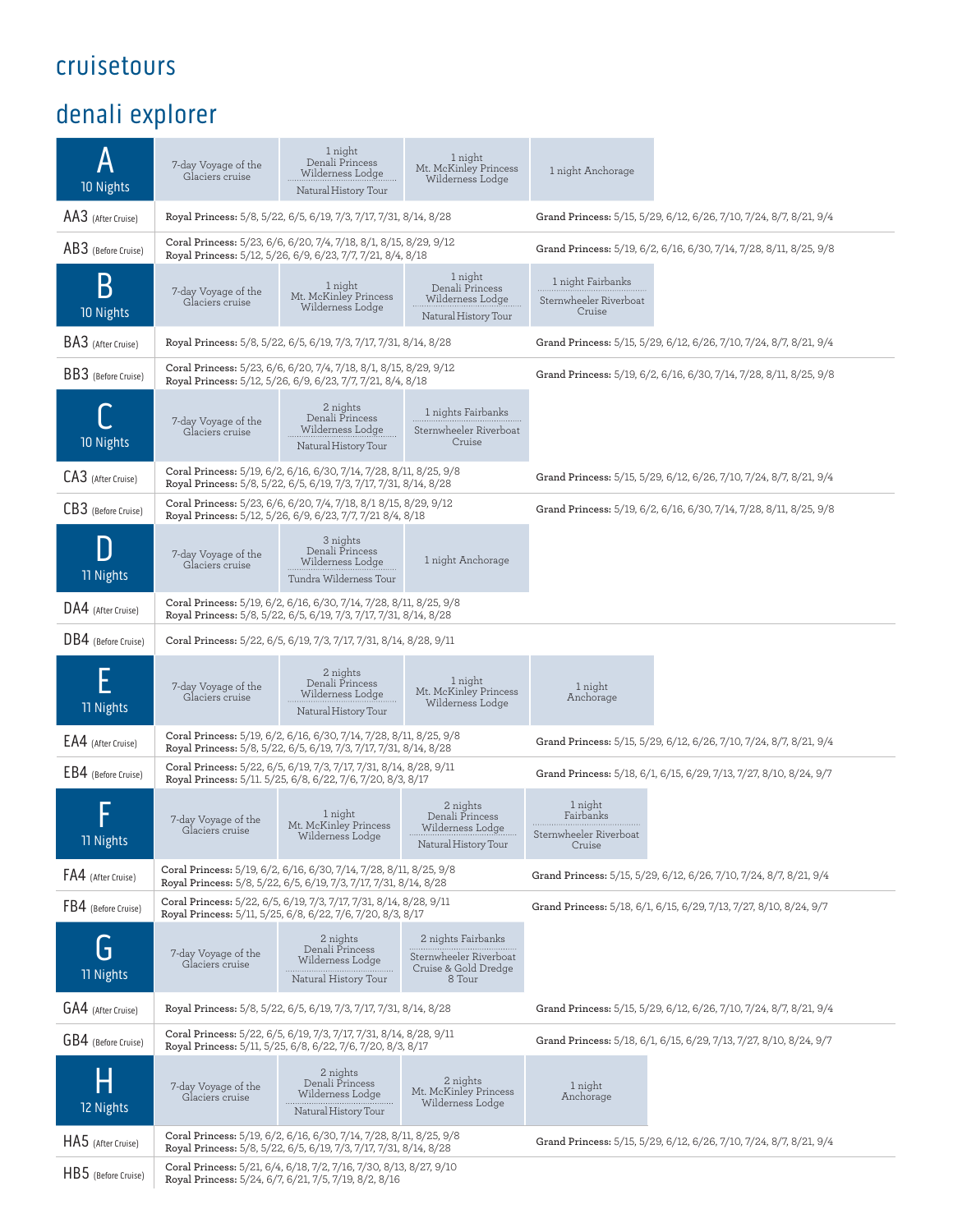# cruisetours

## denali explorer

### A — 10 Nights

| 7-day Voyage of the Glaciers cruise | 1 night Denali Princess Wilderness Lodge / Natural History Tour | 1 night Mt. McKinley Princess Wilderness Lodge | 1 night Anchorage |
|---|---|---|---|

| Code | Dates | |
|---|---|---|
| AA3 (After Cruise) | Royal Princess: 5/8, 5/22, 6/5, 6/19, 7/3, 7/17, 7/31, 8/14, 8/28 | Grand Princess: 5/15, 5/29, 6/12, 6/26, 7/10, 7/24, 8/7, 8/21, 9/4 |
| AB3 (Before Cruise) | Coral Princess: 5/23, 6/6, 6/20, 7/4, 7/18, 8/1, 8/15, 8/29, 9/12<br>Royal Princess: 5/12, 5/26, 6/9, 6/23, 7/7, 7/21, 8/4, 8/18 | Grand Princess: 5/19, 6/2, 6/16, 6/30, 7/14, 7/28, 8/11, 8/25, 9/8 |

### B — 10 Nights

| 7-day Voyage of the Glaciers cruise | 1 night Mt. McKinley Princess Wilderness Lodge | 1 night Denali Princess Wilderness Lodge / Natural History Tour | 1 night Fairbanks / Sternwheeler Riverboat Cruise |
|---|---|---|---|

| Code | Dates | |
|---|---|---|
| BA3 (After Cruise) | Royal Princess: 5/8, 5/22, 6/5, 6/19, 7/3, 7/17, 7/31, 8/14, 8/28 | Grand Princess: 5/15, 5/29, 6/12, 6/26, 7/10, 7/24, 8/7, 8/21, 9/4 |
| BB3 (Before Cruise) | Coral Princess: 5/23, 6/6, 6/20, 7/4, 7/18, 8/1, 8/15, 8/29, 9/12<br>Royal Princess: 5/12, 5/26, 6/9, 6/23, 7/7, 7/21, 8/4, 8/18 | Grand Princess: 5/19, 6/2, 6/16, 6/30, 7/14, 7/28, 8/11, 8/25, 9/8 |

### C — 10 Nights

| 7-day Voyage of the Glaciers cruise | 2 nights Denali Princess Wilderness Lodge / Natural History Tour | 1 nights Fairbanks / Sternwheeler Riverboat Cruise |
|---|---|---|

| Code | Dates | |
|---|---|---|
| CA3 (After Cruise) | Coral Princess: 5/19, 6/2, 6/16, 6/30, 7/14, 7/28, 8/11, 8/25, 9/8<br>Royal Princess: 5/8, 5/22, 6/5, 6/19, 7/3, 7/17, 7/31, 8/14, 8/28 | Grand Princess: 5/15, 5/29, 6/12, 6/26, 7/10, 7/24, 8/7, 8/21, 9/4 |
| CB3 (Before Cruise) | Coral Princess: 5/23, 6/6, 6/20, 7/4, 7/18, 8/1 8/15, 8/29, 9/12<br>Royal Princess: 5/12, 5/26, 6/9, 6/23, 7/7, 7/21 8/4, 8/18 | Grand Princess: 5/19, 6/2, 6/16, 6/30, 7/14, 7/28, 8/11, 8/25, 9/8 |

### D — 11 Nights

| 7-day Voyage of the Glaciers cruise | 3 nights Denali Princess Wilderness Lodge / Tundra Wilderness Tour | 1 night Anchorage |
|---|---|---|

| Code | Dates |
|---|---|
| DA4 (After Cruise) | Coral Princess: 5/19, 6/2, 6/16, 6/30, 7/14, 7/28, 8/11, 8/25, 9/8<br>Royal Princess: 5/8, 5/22, 6/5, 6/19, 7/3, 7/17, 7/31, 8/14, 8/28 |
| DB4 (Before Cruise) | Coral Princess: 5/22, 6/5, 6/19, 7/3, 7/17, 7/31, 8/14, 8/28, 9/11 |

### E — 11 Nights

| 7-day Voyage of the Glaciers cruise | 2 nights Denali Princess Wilderness Lodge / Natural History Tour | 1 night Mt. McKinley Princess Wilderness Lodge | 1 night Anchorage |
|---|---|---|---|

| Code | Dates | |
|---|---|---|
| EA4 (After Cruise) | Coral Princess: 5/19, 6/2, 6/16, 6/30, 7/14, 7/28, 8/11, 8/25, 9/8<br>Royal Princess: 5/8, 5/22, 6/5, 6/19, 7/3, 7/17, 7/31, 8/14, 8/28 | Grand Princess: 5/15, 5/29, 6/12, 6/26, 7/10, 7/24, 8/7, 8/21, 9/4 |
| EB4 (Before Cruise) | Coral Princess: 5/22, 6/5, 6/19, 7/3, 7/17, 7/31, 8/14, 8/28, 9/11<br>Royal Princess: 5/11. 5/25, 6/8, 6/22, 7/6, 7/20, 8/3, 8/17 | Grand Princess: 5/18, 6/1, 6/15, 6/29, 7/13, 7/27, 8/10, 8/24, 9/7 |

### F — 11 Nights

| 7-day Voyage of the Glaciers cruise | 1 night Mt. McKinley Princess Wilderness Lodge | 2 nights Denali Princess Wilderness Lodge / Natural History Tour | 1 night Fairbanks / Sternwheeler Riverboat Cruise |
|---|---|---|---|

| Code | Dates | |
|---|---|---|
| FA4 (After Cruise) | Coral Princess: 5/19, 6/2, 6/16, 6/30, 7/14, 7/28, 8/11, 8/25, 9/8<br>Royal Princess: 5/8, 5/22, 6/5, 6/19, 7/3, 7/17, 7/31, 8/14, 8/28 | Grand Princess: 5/15, 5/29, 6/12, 6/26, 7/10, 7/24, 8/7, 8/21, 9/4 |
| FB4 (Before Cruise) | Coral Princess: 5/22, 6/5, 6/19, 7/3, 7/17, 7/31, 8/14, 8/28, 9/11<br>Royal Princess: 5/11, 5/25, 6/8, 6/22, 7/6, 7/20, 8/3, 8/17 | Grand Princess: 5/18, 6/1, 6/15, 6/29, 7/13, 7/27, 8/10, 8/24, 9/7 |

### G — 11 Nights

| 7-day Voyage of the Glaciers cruise | 2 nights Denali Princess Wilderness Lodge / Natural History Tour | 2 nights Fairbanks / Sternwheeler Riverboat Cruise & Gold Dredge 8 Tour |
|---|---|---|

| Code | Dates | |
|---|---|---|
| GA4 (After Cruise) | Royal Princess: 5/8, 5/22, 6/5, 6/19, 7/3, 7/17, 7/31, 8/14, 8/28 | Grand Princess: 5/15, 5/29, 6/12, 6/26, 7/10, 7/24, 8/7, 8/21, 9/4 |
| GB4 (Before Cruise) | Coral Princess: 5/22, 6/5, 6/19, 7/3, 7/17, 7/31, 8/14, 8/28, 9/11<br>Royal Princess: 5/11, 5/25, 6/8, 6/22, 7/6, 7/20, 8/3, 8/17 | Grand Princess: 5/18, 6/1, 6/15, 6/29, 7/13, 7/27, 8/10, 8/24, 9/7 |

### H — 12 Nights

| 7-day Voyage of the Glaciers cruise | 2 nights Denali Princess Wilderness Lodge / Natural History Tour | 2 nights Mt. McKinley Princess Wilderness Lodge | 1 night Anchorage |
|---|---|---|---|

| Code | Dates | |
|---|---|---|
| HA5 (After Cruise) | Coral Princess: 5/19, 6/2, 6/16, 6/30, 7/14, 7/28, 8/11, 8/25, 9/8<br>Royal Princess: 5/8, 5/22, 6/5, 6/19, 7/3, 7/17, 7/31, 8/14, 8/28 | Grand Princess: 5/15, 5/29, 6/12, 6/26, 7/10, 7/24, 8/7, 8/21, 9/4 |
| HB5 (Before Cruise) | Coral Princess: 5/21, 6/4, 6/18, 7/2, 7/16, 7/30, 8/13, 8/27, 9/10<br>Royal Princess: 5/24, 6/7, 6/21, 7/5, 7/19, 8/2, 8/16 | |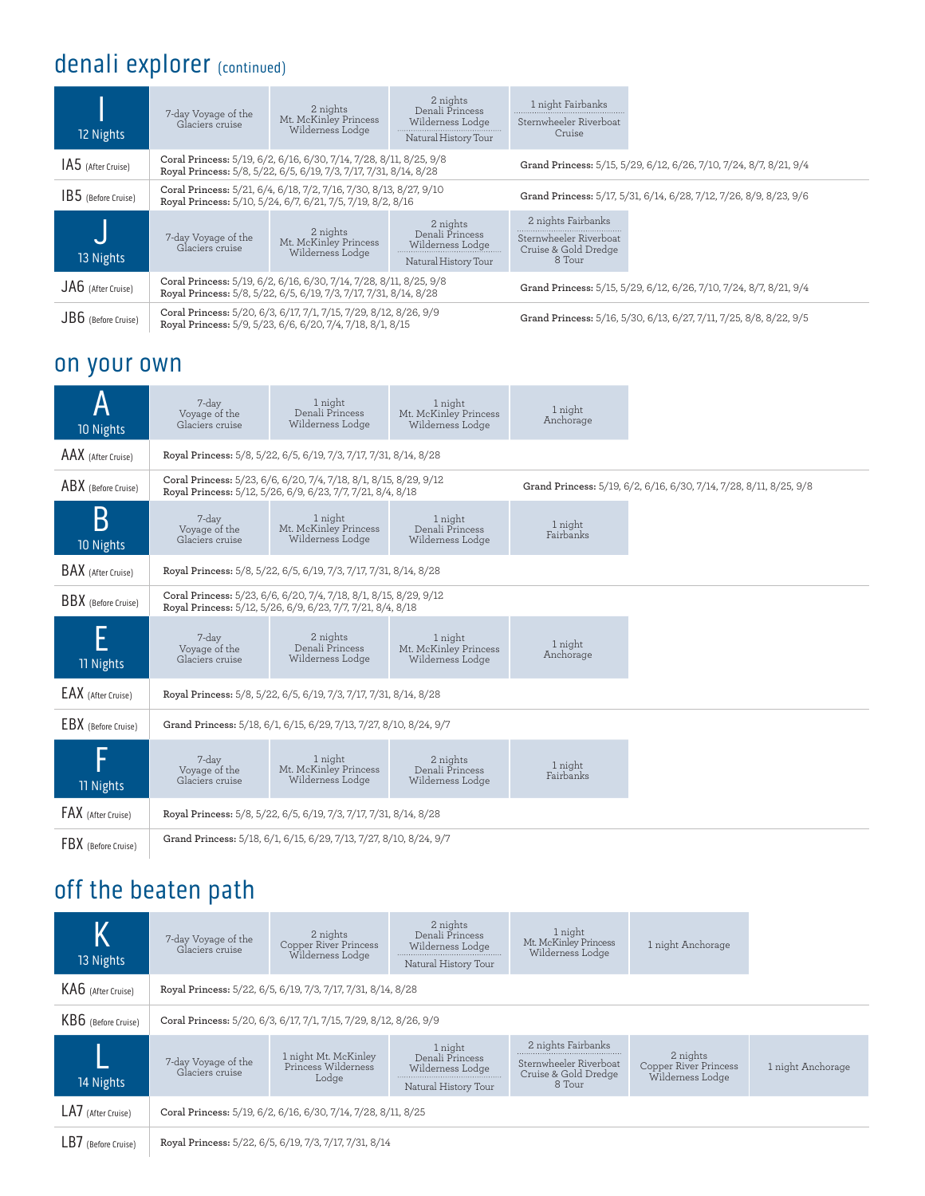## denali explorer (continued)

| I<br>12 Nights | 7-day Voyage of the Glaciers cruise | 2 nights Mt. McKinley Princess Wilderness Lodge | 2 nights Denali Princess Wilderness Lodge<br>Natural History Tour | 1 night Fairbanks<br>Sternwheeler Riverboat Cruise |
|---|---|---|---|---|
| IA5 (After Cruise) | **Coral Princess:** 5/19, 6/2, 6/16, 6/30, 7/14, 7/28, 8/11, 8/25, 9/8<br>**Royal Princess:** 5/8, 5/22, 6/5, 6/19, 7/3, 7/17, 7/31, 8/14, 8/28 | | **Grand Princess:** 5/15, 5/29, 6/12, 6/26, 7/10, 7/24, 8/7, 8/21, 9/4 | |
| IB5 (Before Cruise) | **Coral Princess:** 5/21, 6/4, 6/18, 7/2, 7/16, 7/30, 8/13, 8/27, 9/10<br>**Royal Princess:** 5/10, 5/24, 6/7, 6/21, 7/5, 7/19, 8/2, 8/16 | | **Grand Princess:** 5/17, 5/31, 6/14, 6/28, 7/12, 7/26, 8/9, 8/23, 9/6 | |

| J<br>13 Nights | 7-day Voyage of the Glaciers cruise | 2 nights Mt. McKinley Princess Wilderness Lodge | 2 nights Denali Princess Wilderness Lodge<br>Natural History Tour | 2 nights Fairbanks<br>Sternwheeler Riverboat Cruise & Gold Dredge 8 Tour |
|---|---|---|---|---|
| JA6 (After Cruise) | **Coral Princess:** 5/19, 6/2, 6/16, 6/30, 7/14, 7/28, 8/11, 8/25, 9/8<br>**Royal Princess:** 5/8, 5/22, 6/5, 6/19, 7/3, 7/17, 7/31, 8/14, 8/28 | | **Grand Princess:** 5/15, 5/29, 6/12, 6/26, 7/10, 7/24, 8/7, 8/21, 9/4 | |
| JB6 (Before Cruise) | **Coral Princess:** 5/20, 6/3, 6/17, 7/1, 7/15, 7/29, 8/12, 8/26, 9/9<br>**Royal Princess:** 5/9, 5/23, 6/6, 6/20, 7/4, 7/18, 8/1, 8/15 | | **Grand Princess:** 5/16, 5/30, 6/13, 6/27, 7/11, 7/25, 8/8, 8/22, 9/5 | |

## on your own

| A<br>10 Nights | 7-day Voyage of the Glaciers cruise | 1 night Denali Princess Wilderness Lodge | 1 night Mt. McKinley Princess Wilderness Lodge | 1 night Anchorage |
|---|---|---|---|---|
| AAX (After Cruise) | **Royal Princess:** 5/8, 5/22, 6/5, 6/19, 7/3, 7/17, 7/31, 8/14, 8/28 | | | |
| ABX (Before Cruise) | **Coral Princess:** 5/23, 6/6, 6/20, 7/4, 7/18, 8/1, 8/15, 8/29, 9/12<br>**Royal Princess:** 5/12, 5/26, 6/9, 6/23, 7/7, 7/21, 8/4, 8/18 | | **Grand Princess:** 5/19, 6/2, 6/16, 6/30, 7/14, 7/28, 8/11, 8/25, 9/8 | |

| B<br>10 Nights | 7-day Voyage of the Glaciers cruise | 1 night Mt. McKinley Princess Wilderness Lodge | 1 night Denali Princess Wilderness Lodge | 1 night Fairbanks |
|---|---|---|---|---|
| BAX (After Cruise) | **Royal Princess:** 5/8, 5/22, 6/5, 6/19, 7/3, 7/17, 7/31, 8/14, 8/28 | | | |
| BBX (Before Cruise) | **Coral Princess:** 5/23, 6/6, 6/20, 7/4, 7/18, 8/1, 8/15, 8/29, 9/12<br>**Royal Princess:** 5/12, 5/26, 6/9, 6/23, 7/7, 7/21, 8/4, 8/18 | | | |

| E<br>11 Nights | 7-day Voyage of the Glaciers cruise | 2 nights Denali Princess Wilderness Lodge | 1 night Mt. McKinley Princess Wilderness Lodge | 1 night Anchorage |
|---|---|---|---|---|
| EAX (After Cruise) | **Royal Princess:** 5/8, 5/22, 6/5, 6/19, 7/3, 7/17, 7/31, 8/14, 8/28 | | | |
| EBX (Before Cruise) | **Grand Princess:** 5/18, 6/1, 6/15, 6/29, 7/13, 7/27, 8/10, 8/24, 9/7 | | | |

| F<br>11 Nights | 7-day Voyage of the Glaciers cruise | 1 night Mt. McKinley Princess Wilderness Lodge | 2 nights Denali Princess Wilderness Lodge | 1 night Fairbanks |
|---|---|---|---|---|
| FAX (After Cruise) | **Royal Princess:** 5/8, 5/22, 6/5, 6/19, 7/3, 7/17, 7/31, 8/14, 8/28 | | | |
| FBX (Before Cruise) | **Grand Princess:** 5/18, 6/1, 6/15, 6/29, 7/13, 7/27, 8/10, 8/24, 9/7 | | | |

## off the beaten path

| K<br>13 Nights | 7-day Voyage of the Glaciers cruise | 2 nights Copper River Princess Wilderness Lodge | 2 nights Denali Princess Wilderness Lodge<br>Natural History Tour | 1 night Mt. McKinley Princess Wilderness Lodge | 1 night Anchorage |
|---|---|---|---|---|---|
| KA6 (After Cruise) | **Royal Princess:** 5/22, 6/5, 6/19, 7/3, 7/17, 7/31, 8/14, 8/28 | | | | |
| KB6 (Before Cruise) | **Coral Princess:** 5/20, 6/3, 6/17, 7/1, 7/15, 7/29, 8/12, 8/26, 9/9 | | | | |

| L<br>14 Nights | 7-day Voyage of the Glaciers cruise | 1 night Mt. McKinley Princess Wilderness Lodge | 1 night Denali Princess Wilderness Lodge<br>Natural History Tour | 2 nights Fairbanks<br>Sternwheeler Riverboat Cruise & Gold Dredge 8 Tour | 2 nights Copper River Princess Wilderness Lodge | 1 night Anchorage |
|---|---|---|---|---|---|---|
| LA7 (After Cruise) | **Coral Princess:** 5/19, 6/2, 6/16, 6/30, 7/14, 7/28, 8/11, 8/25 | | | | | |
| LB7 (Before Cruise) | **Royal Princess:** 5/22, 6/5, 6/19, 7/3, 7/17, 7/31, 8/14 | | | | | |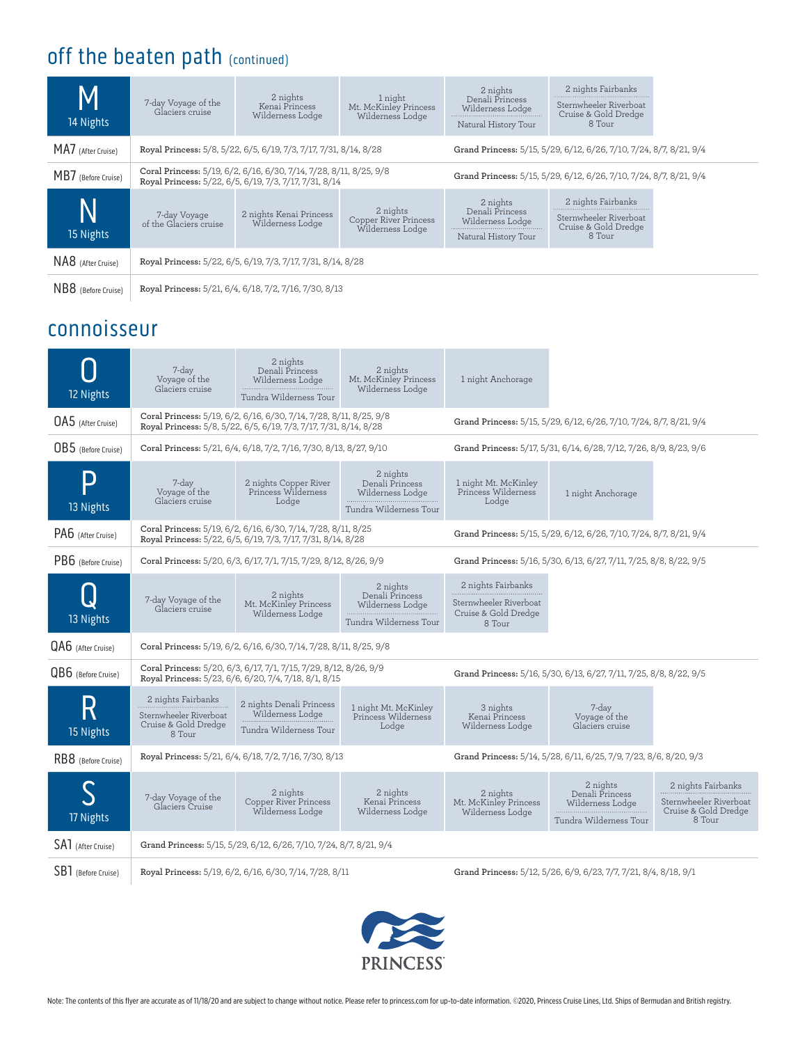## off the beaten path (continued)

| | | | | | | |
|---|---|---|---|---|---|---|
| **M** 14 Nights | 7-day Voyage of the Glaciers cruise | 2 nights Kenai Princess Wilderness Lodge | 1 night Mt. McKinley Princess Wilderness Lodge | 2 nights Denali Princess Wilderness Lodge / Natural History Tour | 2 nights Fairbanks / Sternwheeler Riverboat Cruise & Gold Dredge 8 Tour | |
| MA7 (After Cruise) | **Royal Princess:** 5/8, 5/22, 6/5, 6/19, 7/3, 7/17, 7/31, 8/14, 8/28 | | | **Grand Princess:** 5/15, 5/29, 6/12, 6/26, 7/10, 7/24, 8/7, 8/21, 9/4 | | |
| MB7 (Before Cruise) | **Coral Princess:** 5/19, 6/2, 6/16, 6/30, 7/14, 7/28, 8/11, 8/25, 9/8 **Royal Princess:** 5/22, 6/5, 6/19, 7/3, 7/17, 7/31, 8/14 | | | **Grand Princess:** 5/15, 5/29, 6/12, 6/26, 7/10, 7/24, 8/7, 8/21, 9/4 | | |
| **N** 15 Nights | 7-day Voyage of the Glaciers cruise | 2 nights Kenai Princess Wilderness Lodge | 2 nights Copper River Princess Wilderness Lodge | 2 nights Denali Princess Wilderness Lodge / Natural History Tour | 2 nights Fairbanks / Sternwheeler Riverboat Cruise & Gold Dredge 8 Tour | |
| NA8 (After Cruise) | **Royal Princess:** 5/22, 6/5, 6/19, 7/3, 7/17, 7/31, 8/14, 8/28 | | | | | |
| NB8 (Before Cruise) | **Royal Princess:** 5/21, 6/4, 6/18, 7/2, 7/16, 7/30, 8/13 | | | | | |

## connoisseur

| | | | | | | |
|---|---|---|---|---|---|---|
| **O** 12 Nights | 7-day Voyage of the Glaciers cruise | 2 nights Denali Princess Wilderness Lodge / Tundra Wilderness Tour | 2 nights Mt. McKinley Princess Wilderness Lodge | 1 night Anchorage | | |
| OA5 (After Cruise) | **Coral Princess:** 5/19, 6/2, 6/16, 6/30, 7/14, 7/28, 8/11, 8/25, 9/8 **Royal Princess:** 5/8, 5/22, 6/5, 6/19, 7/3, 7/17, 7/31, 8/14, 8/28 | | | **Grand Princess:** 5/15, 5/29, 6/12, 6/26, 7/10, 7/24, 8/7, 8/21, 9/4 | | |
| OB5 (Before Cruise) | **Coral Princess:** 5/21, 6/4, 6/18, 7/2, 7/16, 7/30, 8/13, 8/27, 9/10 | | | **Grand Princess:** 5/17, 5/31, 6/14, 6/28, 7/12, 7/26, 8/9, 8/23, 9/6 | | |
| **P** 13 Nights | 7-day Voyage of the Glaciers cruise | 2 nights Copper River Princess Wilderness Lodge | 2 nights Denali Princess Wilderness Lodge / Tundra Wilderness Tour | 1 night Mt. McKinley Princess Wilderness Lodge | 1 night Anchorage | |
| PA6 (After Cruise) | **Coral Princess:** 5/19, 6/2, 6/16, 6/30, 7/14, 7/28, 8/11, 8/25 **Royal Princess:** 5/22, 6/5, 6/19, 7/3, 7/17, 7/31, 8/14, 8/28 | | | **Grand Princess:** 5/15, 5/29, 6/12, 6/26, 7/10, 7/24, 8/7, 8/21, 9/4 | | |
| PB6 (Before Cruise) | **Coral Princess:** 5/20, 6/3, 6/17, 7/1, 7/15, 7/29, 8/12, 8/26, 9/9 | | | **Grand Princess:** 5/16, 5/30, 6/13, 6/27, 7/11, 7/25, 8/8, 8/22, 9/5 | | |
| **Q** 13 Nights | 7-day Voyage of the Glaciers cruise | 2 nights Mt. McKinley Princess Wilderness Lodge | 2 nights Denali Princess Wilderness Lodge / Tundra Wilderness Tour | 2 nights Fairbanks / Sternwheeler Riverboat Cruise & Gold Dredge 8 Tour | | |
| QA6 (After Cruise) | **Coral Princess:** 5/19, 6/2, 6/16, 6/30, 7/14, 7/28, 8/11, 8/25, 9/8 | | | | | |
| QB6 (Before Cruise) | **Coral Princess:** 5/20, 6/3, 6/17, 7/1, 7/15, 7/29, 8/12, 8/26, 9/9 **Royal Princess:** 5/23, 6/6, 6/20, 7/4, 7/18, 8/1, 8/15 | | | **Grand Princess:** 5/16, 5/30, 6/13, 6/27, 7/11, 7/25, 8/8, 8/22, 9/5 | | |
| **R** 15 Nights | 2 nights Fairbanks / Sternwheeler Riverboat Cruise & Gold Dredge 8 Tour | 2 nights Denali Princess Wilderness Lodge / Tundra Wilderness Tour | 1 night Mt. McKinley Princess Wilderness Lodge | 3 nights Kenai Princess Wilderness Lodge | 7-day Voyage of the Glaciers cruise | |
| RB8 (Before Cruise) | **Royal Princess:** 5/21, 6/4, 6/18, 7/2, 7/16, 7/30, 8/13 | | | **Grand Princess:** 5/14, 5/28, 6/11, 6/25, 7/9, 7/23, 8/6, 8/20, 9/3 | | |
| **S** 17 Nights | 7-day Voyage of the Glaciers Cruise | 2 nights Copper River Princess Wilderness Lodge | 2 nights Kenai Princess Wilderness Lodge | 2 nights Mt. McKinley Princess Wilderness Lodge | 2 nights Denali Princess Wilderness Lodge / Tundra Wilderness Tour | 2 nights Fairbanks / Sternwheeler Riverboat Cruise & Gold Dredge 8 Tour |
| SA1 (After Cruise) | **Grand Princess:** 5/15, 5/29, 6/12, 6/26, 7/10, 7/24, 8/7, 8/21, 9/4 | | | | | |
| SB1 (Before Cruise) | **Royal Princess:** 5/19, 6/2, 6/16, 6/30, 7/14, 7/28, 8/11 | | | **Grand Princess:** 5/12, 5/26, 6/9, 6/23, 7/7, 7/21, 8/4, 8/18, 9/1 | | |

PRINCESS

Note: The contents of this flyer are accurate as of 11/18/20 and are subject to change without notice. Please refer to princess.com for up-to-date information. ©2020, Princess Cruise Lines, Ltd. Ships of Bermudan and British registry.